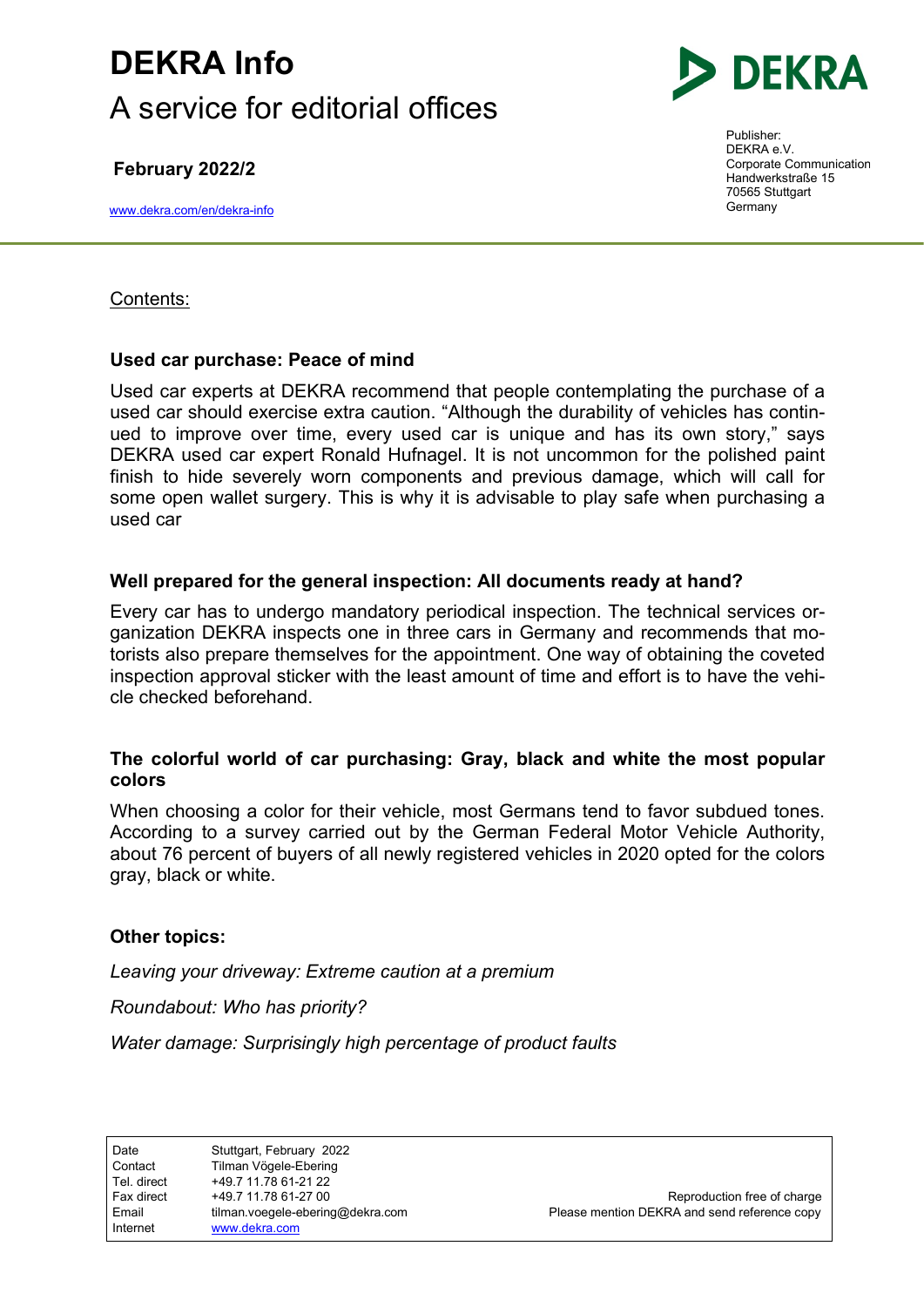# DEKRA Info

A service for editorial offices

**February 2022/2**

www.dekra.com/en/dekra-info

Publisher:
DEKRA e.V.
Corporate Communication
Handwerkstraße 15
70565 Stuttgart
Germany

Contents:

### Used car purchase: Peace of mind

Used car experts at DEKRA recommend that people contemplating the purchase of a used car should exercise extra caution. “Although the durability of vehicles has continued to improve over time, every used car is unique and has its own story,” says DEKRA used car expert Ronald Hufnagel. It is not uncommon for the polished paint finish to hide severely worn components and previous damage, which will call for some open wallet surgery. This is why it is advisable to play safe when purchasing a used car

### Well prepared for the general inspection: All documents ready at hand?

Every car has to undergo mandatory periodical inspection. The technical services organization DEKRA inspects one in three cars in Germany and recommends that motorists also prepare themselves for the appointment. One way of obtaining the coveted inspection approval sticker with the least amount of time and effort is to have the vehicle checked beforehand.

### The colorful world of car purchasing: Gray, black and white the most popular colors

When choosing a color for their vehicle, most Germans tend to favor subdued tones. According to a survey carried out by the German Federal Motor Vehicle Authority, about 76 percent of buyers of all newly registered vehicles in 2020 opted for the colors gray, black or white.

### Other topics:

*Leaving your driveway: Extreme caution at a premium*

*Roundabout: Who has priority?*

*Water damage: Surprisingly high percentage of product faults*

| | | |
|---|---|---|
| Date | Stuttgart, February 2022 | |
| Contact | Tilman Vögele-Ebering | |
| Tel. direct | +49.7 11.78 61-21 22 | |
| Fax direct | +49.7 11.78 61-27 00 | Reproduction free of charge |
| Email | tilman.voegele-ebering@dekra.com | Please mention DEKRA and send reference copy |
| Internet | www.dekra.com | |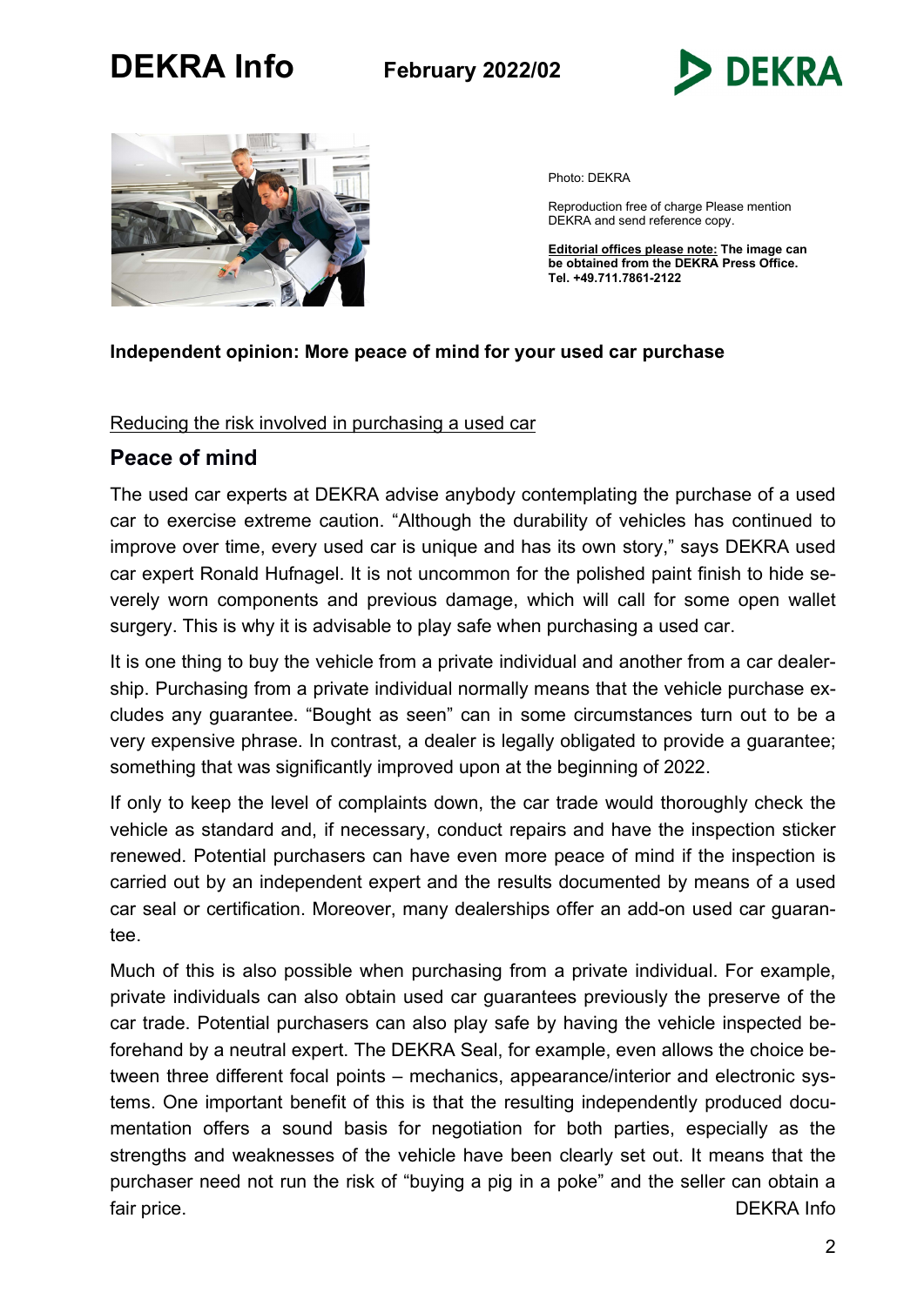Photo: DEKRA

Reproduction free of charge Please mention DEKRA and send reference copy.

**Editorial offices please note: The image can be obtained from the DEKRA Press Office. Tel. +49.711.7861-2122**

**Independent opinion: More peace of mind for your used car purchase**

Reducing the risk involved in purchasing a used car

## Peace of mind

The used car experts at DEKRA advise anybody contemplating the purchase of a used car to exercise extreme caution. "Although the durability of vehicles has continued to improve over time, every used car is unique and has its own story," says DEKRA used car expert Ronald Hufnagel. It is not uncommon for the polished paint finish to hide severely worn components and previous damage, which will call for some open wallet surgery. This is why it is advisable to play safe when purchasing a used car.

It is one thing to buy the vehicle from a private individual and another from a car dealership. Purchasing from a private individual normally means that the vehicle purchase excludes any guarantee. "Bought as seen" can in some circumstances turn out to be a very expensive phrase. In contrast, a dealer is legally obligated to provide a guarantee; something that was significantly improved upon at the beginning of 2022.

If only to keep the level of complaints down, the car trade would thoroughly check the vehicle as standard and, if necessary, conduct repairs and have the inspection sticker renewed. Potential purchasers can have even more peace of mind if the inspection is carried out by an independent expert and the results documented by means of a used car seal or certification. Moreover, many dealerships offer an add-on used car guarantee.

Much of this is also possible when purchasing from a private individual. For example, private individuals can also obtain used car guarantees previously the preserve of the car trade. Potential purchasers can also play safe by having the vehicle inspected beforehand by a neutral expert. The DEKRA Seal, for example, even allows the choice between three different focal points – mechanics, appearance/interior and electronic systems. One important benefit of this is that the resulting independently produced documentation offers a sound basis for negotiation for both parties, especially as the strengths and weaknesses of the vehicle have been clearly set out. It means that the purchaser need not run the risk of "buying a pig in a poke" and the seller can obtain a fair price.

DEKRA Info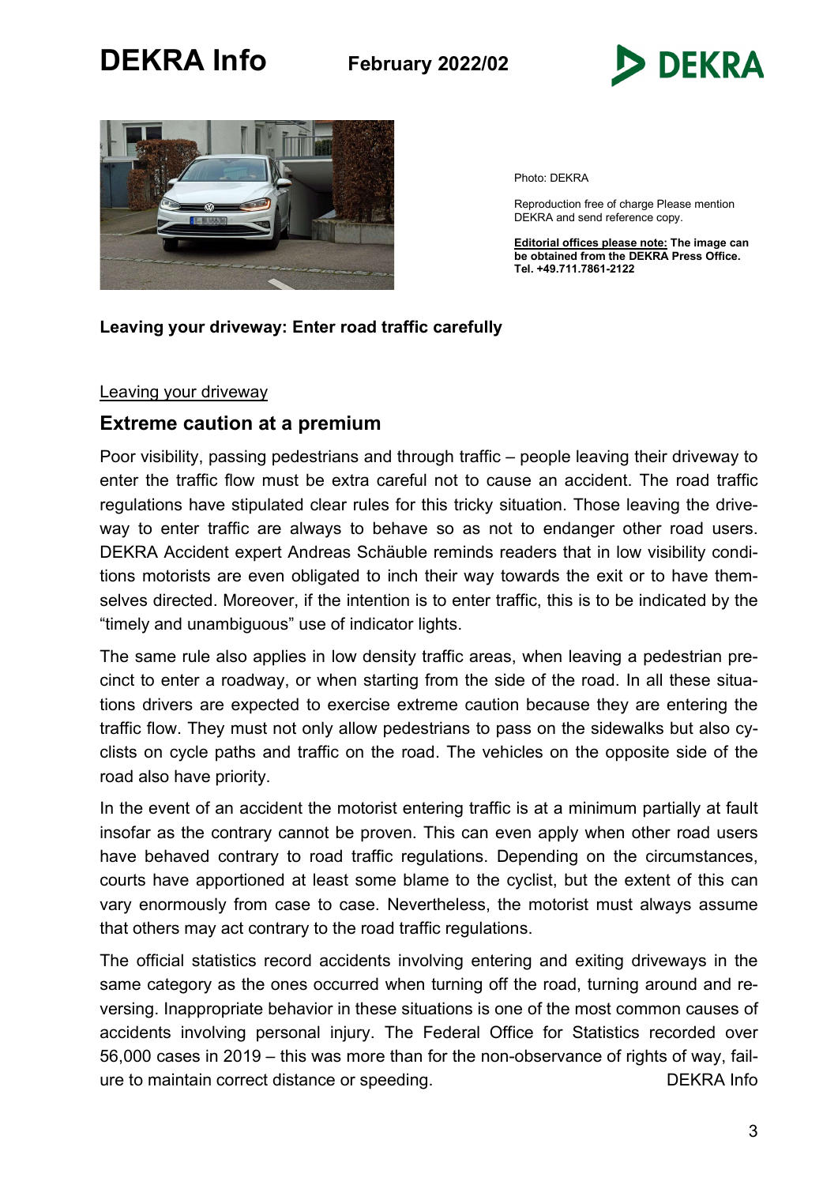Photo: DEKRA

Reproduction free of charge Please mention DEKRA and send reference copy.

**Editorial offices please note: The image can be obtained from the DEKRA Press Office. Tel. +49.711.7861-2122**

**Leaving your driveway: Enter road traffic carefully**

Leaving your driveway

## Extreme caution at a premium

Poor visibility, passing pedestrians and through traffic – people leaving their driveway to enter the traffic flow must be extra careful not to cause an accident. The road traffic regulations have stipulated clear rules for this tricky situation. Those leaving the driveway to enter traffic are always to behave so as not to endanger other road users. DEKRA Accident expert Andreas Schäuble reminds readers that in low visibility conditions motorists are even obligated to inch their way towards the exit or to have themselves directed. Moreover, if the intention is to enter traffic, this is to be indicated by the "timely and unambiguous" use of indicator lights.

The same rule also applies in low density traffic areas, when leaving a pedestrian precinct to enter a roadway, or when starting from the side of the road. In all these situations drivers are expected to exercise extreme caution because they are entering the traffic flow. They must not only allow pedestrians to pass on the sidewalks but also cyclists on cycle paths and traffic on the road. The vehicles on the opposite side of the road also have priority.

In the event of an accident the motorist entering traffic is at a minimum partially at fault insofar as the contrary cannot be proven. This can even apply when other road users have behaved contrary to road traffic regulations. Depending on the circumstances, courts have apportioned at least some blame to the cyclist, but the extent of this can vary enormously from case to case. Nevertheless, the motorist must always assume that others may act contrary to the road traffic regulations.

The official statistics record accidents involving entering and exiting driveways in the same category as the ones occurred when turning off the road, turning around and reversing. Inappropriate behavior in these situations is one of the most common causes of accidents involving personal injury. The Federal Office for Statistics recorded over 56,000 cases in 2019 – this was more than for the non-observance of rights of way, failure to maintain correct distance or speeding. DEKRA Info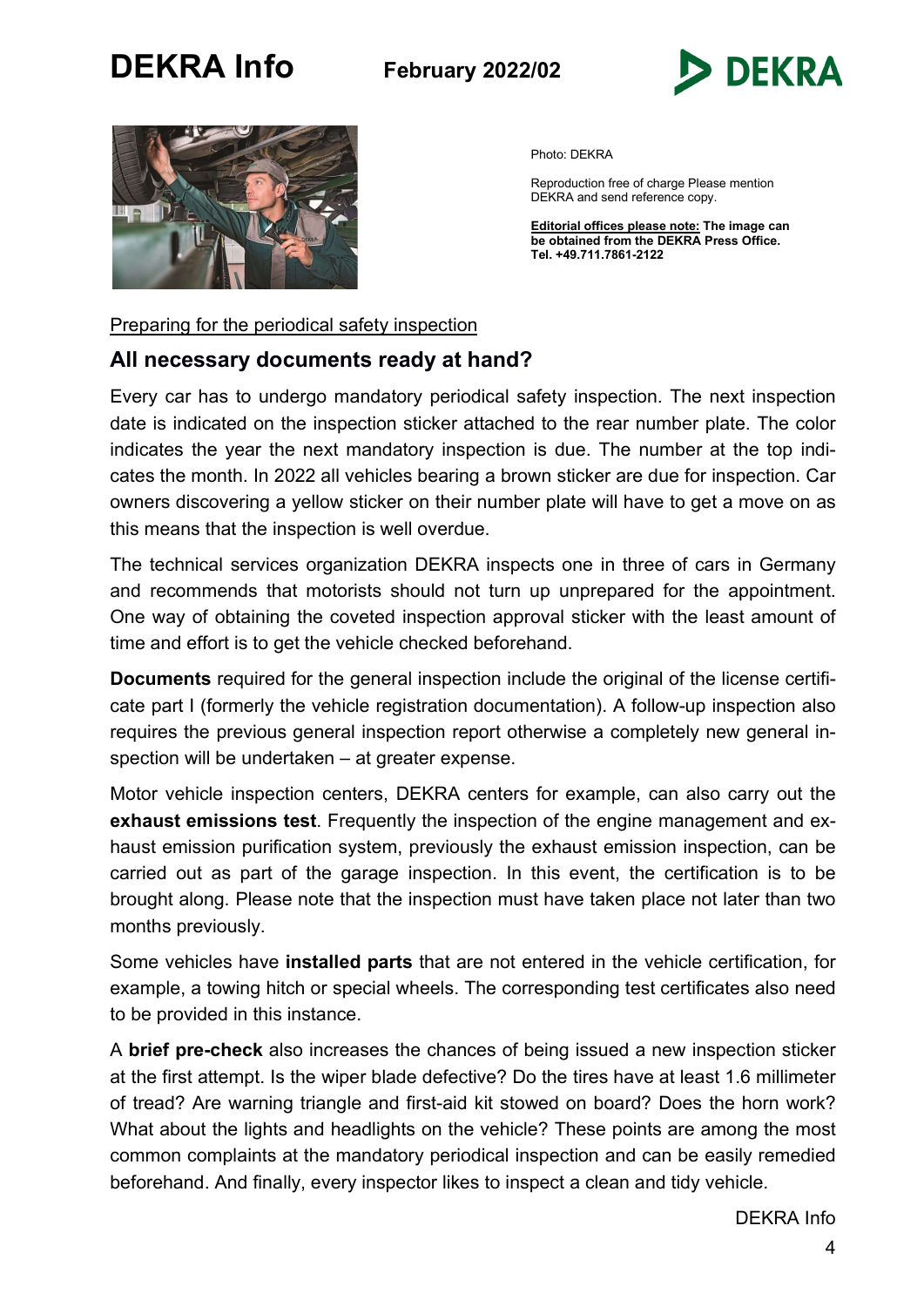Photo: DEKRA

Reproduction free of charge Please mention DEKRA and send reference copy.

**Editorial offices please note: The image can be obtained from the DEKRA Press Office. Tel. +49.711.7861-2122**

Preparing for the periodical safety inspection

## All necessary documents ready at hand?

Every car has to undergo mandatory periodical safety inspection. The next inspection date is indicated on the inspection sticker attached to the rear number plate. The color indicates the year the next mandatory inspection is due. The number at the top indicates the month. In 2022 all vehicles bearing a brown sticker are due for inspection. Car owners discovering a yellow sticker on their number plate will have to get a move on as this means that the inspection is well overdue.

The technical services organization DEKRA inspects one in three of cars in Germany and recommends that motorists should not turn up unprepared for the appointment. One way of obtaining the coveted inspection approval sticker with the least amount of time and effort is to get the vehicle checked beforehand.

**Documents** required for the general inspection include the original of the license certificate part I (formerly the vehicle registration documentation). A follow-up inspection also requires the previous general inspection report otherwise a completely new general inspection will be undertaken – at greater expense.

Motor vehicle inspection centers, DEKRA centers for example, can also carry out the **exhaust emissions test**. Frequently the inspection of the engine management and exhaust emission purification system, previously the exhaust emission inspection, can be carried out as part of the garage inspection. In this event, the certification is to be brought along. Please note that the inspection must have taken place not later than two months previously.

Some vehicles have **installed parts** that are not entered in the vehicle certification, for example, a towing hitch or special wheels. The corresponding test certificates also need to be provided in this instance.

A **brief pre-check** also increases the chances of being issued a new inspection sticker at the first attempt. Is the wiper blade defective? Do the tires have at least 1.6 millimeter of tread? Are warning triangle and first-aid kit stowed on board? Does the horn work? What about the lights and headlights on the vehicle? These points are among the most common complaints at the mandatory periodical inspection and can be easily remedied beforehand. And finally, every inspector likes to inspect a clean and tidy vehicle.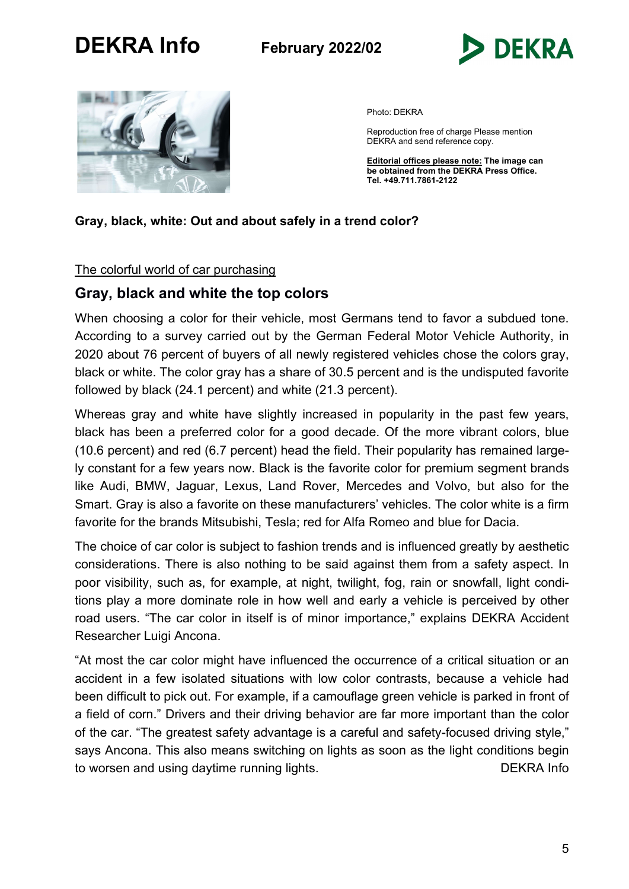Photo: DEKRA

Reproduction free of charge Please mention DEKRA and send reference copy.

**Editorial offices please note: The image can be obtained from the DEKRA Press Office. Tel. +49.711.7861-2122**

**Gray, black, white: Out and about safely in a trend color?**

The colorful world of car purchasing

## Gray, black and white the top colors

When choosing a color for their vehicle, most Germans tend to favor a subdued tone. According to a survey carried out by the German Federal Motor Vehicle Authority, in 2020 about 76 percent of buyers of all newly registered vehicles chose the colors gray, black or white. The color gray has a share of 30.5 percent and is the undisputed favorite followed by black (24.1 percent) and white (21.3 percent).

Whereas gray and white have slightly increased in popularity in the past few years, black has been a preferred color for a good decade. Of the more vibrant colors, blue (10.6 percent) and red (6.7 percent) head the field. Their popularity has remained largely constant for a few years now. Black is the favorite color for premium segment brands like Audi, BMW, Jaguar, Lexus, Land Rover, Mercedes and Volvo, but also for the Smart. Gray is also a favorite on these manufacturers' vehicles. The color white is a firm favorite for the brands Mitsubishi, Tesla; red for Alfa Romeo and blue for Dacia.

The choice of car color is subject to fashion trends and is influenced greatly by aesthetic considerations. There is also nothing to be said against them from a safety aspect. In poor visibility, such as, for example, at night, twilight, fog, rain or snowfall, light conditions play a more dominate role in how well and early a vehicle is perceived by other road users. "The car color in itself is of minor importance," explains DEKRA Accident Researcher Luigi Ancona.

"At most the car color might have influenced the occurrence of a critical situation or an accident in a few isolated situations with low color contrasts, because a vehicle had been difficult to pick out. For example, if a camouflage green vehicle is parked in front of a field of corn." Drivers and their driving behavior are far more important than the color of the car. "The greatest safety advantage is a careful and safety-focused driving style," says Ancona. This also means switching on lights as soon as the light conditions begin to worsen and using daytime running lights. DEKRA Info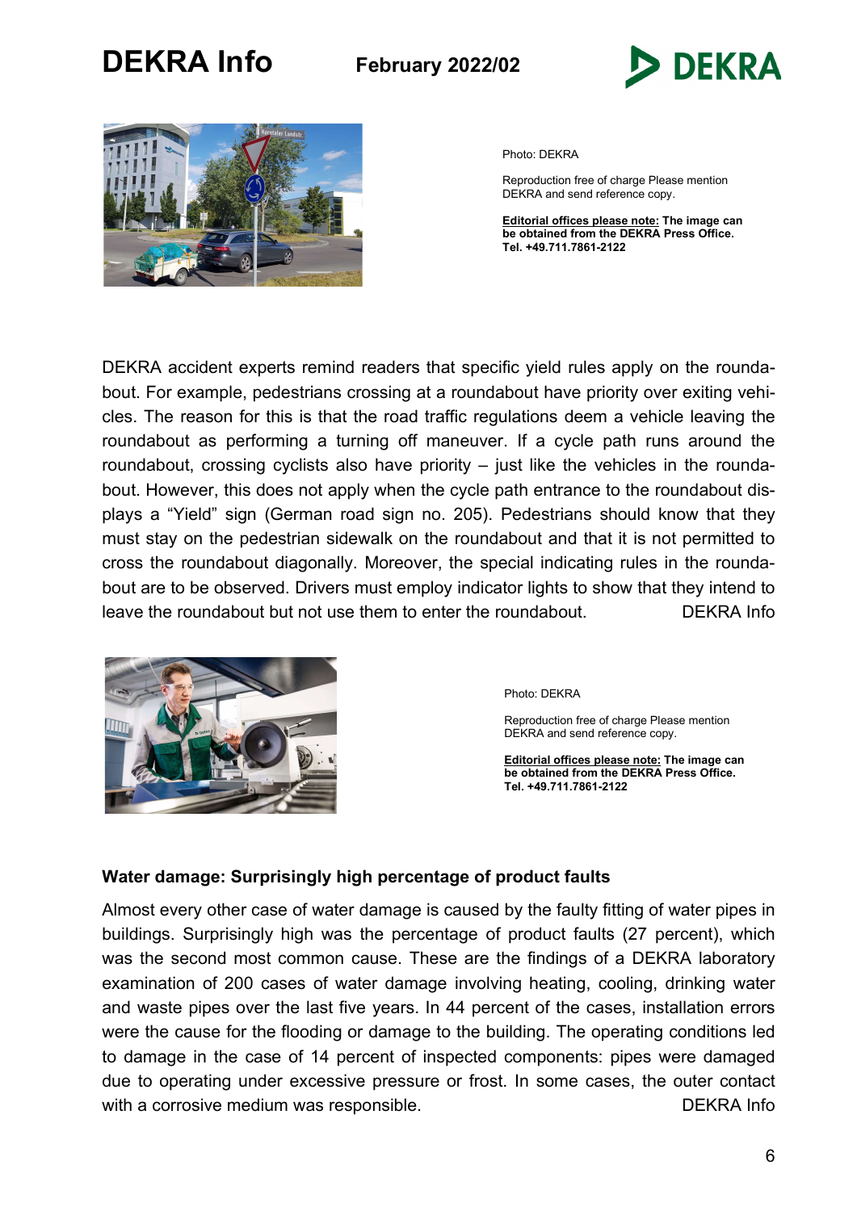Photo: DEKRA

Reproduction free of charge Please mention DEKRA and send reference copy.

**Editorial offices please note: The image can be obtained from the DEKRA Press Office. Tel. +49.711.7861-2122**

DEKRA accident experts remind readers that specific yield rules apply on the roundabout. For example, pedestrians crossing at a roundabout have priority over exiting vehicles. The reason for this is that the road traffic regulations deem a vehicle leaving the roundabout as performing a turning off maneuver. If a cycle path runs around the roundabout, crossing cyclists also have priority – just like the vehicles in the roundabout. However, this does not apply when the cycle path entrance to the roundabout displays a "Yield" sign (German road sign no. 205). Pedestrians should know that they must stay on the pedestrian sidewalk on the roundabout and that it is not permitted to cross the roundabout diagonally. Moreover, the special indicating rules in the roundabout are to be observed. Drivers must employ indicator lights to show that they intend to leave the roundabout but not use them to enter the roundabout. DEKRA Info

Photo: DEKRA

Reproduction free of charge Please mention DEKRA and send reference copy.

**Editorial offices please note: The image can be obtained from the DEKRA Press Office. Tel. +49.711.7861-2122**

## Water damage: Surprisingly high percentage of product faults

Almost every other case of water damage is caused by the faulty fitting of water pipes in buildings. Surprisingly high was the percentage of product faults (27 percent), which was the second most common cause. These are the findings of a DEKRA laboratory examination of 200 cases of water damage involving heating, cooling, drinking water and waste pipes over the last five years. In 44 percent of the cases, installation errors were the cause for the flooding or damage to the building. The operating conditions led to damage in the case of 14 percent of inspected components: pipes were damaged due to operating under excessive pressure or frost. In some cases, the outer contact with a corrosive medium was responsible. DEKRA Info